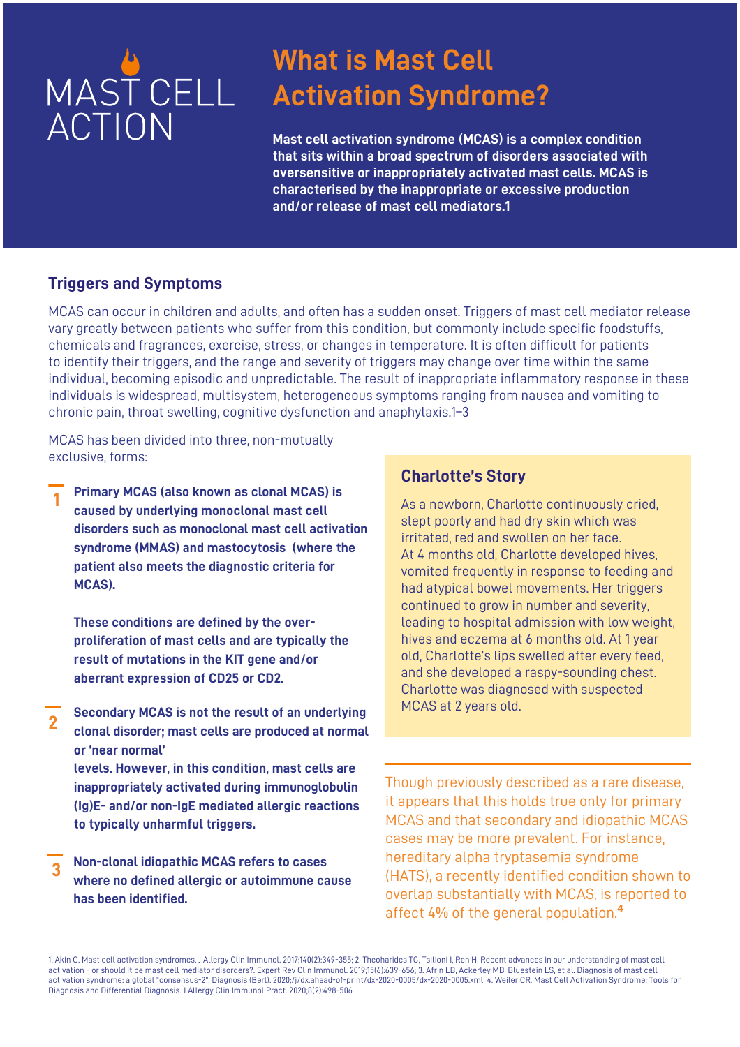MAST CELL ACTION

# What is Mast Cell Activation Syndrome?

**Mast cell activation syndrome (MCAS) is a complex condition that sits within a broad spectrum of disorders associated with oversensitive or inappropriately activated mast cells. MCAS is characterised by the inappropriate or excessive production and/or release of mast cell mediators.1**

## Triggers and Symptoms

MCAS can occur in children and adults, and often has a sudden onset. Triggers of mast cell mediator release vary greatly between patients who suffer from this condition, but commonly include specific foodstuffs, chemicals and fragrances, exercise, stress, or changes in temperature. It is often difficult for patients to identify their triggers, and the range and severity of triggers may change over time within the same individual, becoming episodic and unpredictable. The result of inappropriate inflammatory response in these individuals is widespread, multisystem, heterogeneous symptoms ranging from nausea and vomiting to chronic pain, throat swelling, cognitive dysfunction and anaphylaxis.1–3

MCAS has been divided into three, non-mutually exclusive, forms:

1. **Primary MCAS (also known as clonal MCAS) is caused by underlying monoclonal mast cell disorders such as monoclonal mast cell activation syndrome (MMAS) and mastocytosis (where the patient also meets the diagnostic criteria for MCAS).**

   **These conditions are defined by the over-proliferation of mast cells and are typically the result of mutations in the KIT gene and/or aberrant expression of CD25 or CD2.**

2. **Secondary MCAS is not the result of an underlying clonal disorder; mast cells are produced at normal or 'near normal' levels. However, in this condition, mast cells are inappropriately activated during immunoglobulin (Ig)E- and/or non-IgE mediated allergic reactions to typically unharmful triggers.**

3. **Non-clonal idiopathic MCAS refers to cases where no defined allergic or autoimmune cause has been identified.**

### Charlotte's Story

As a newborn, Charlotte continuously cried, slept poorly and had dry skin which was irritated, red and swollen on her face. At 4 months old, Charlotte developed hives, vomited frequently in response to feeding and had atypical bowel movements. Her triggers continued to grow in number and severity, leading to hospital admission with low weight, hives and eczema at 6 months old. At 1 year old, Charlotte's lips swelled after every feed, and she developed a raspy-sounding chest. Charlotte was diagnosed with suspected MCAS at 2 years old.

Though previously described as a rare disease, it appears that this holds true only for primary MCAS and that secondary and idiopathic MCAS cases may be more prevalent. For instance, hereditary alpha tryptasemia syndrome (HATS), a recently identified condition shown to overlap substantially with MCAS, is reported to affect 4% of the general population.[4]

1. Akin C. Mast cell activation syndromes. J Allergy Clin Immunol. 2017;140(2):349-355; 2. Theoharides TC, Tsilioni I, Ren H. Recent advances in our understanding of mast cell activation - or should it be mast cell mediator disorders?. Expert Rev Clin Immunol. 2019;15(6):639-656; 3. Afrin LB, Ackerley MB, Bluestein LS, et al. Diagnosis of mast cell activation syndrome: a global "consensus-2". Diagnosis (Berl). 2020;/j/dx.ahead-of-print/dx-2020-0005/dx-2020-0005.xml; 4. Weiler CR. Mast Cell Activation Syndrome: Tools for Diagnosis and Differential Diagnosis. J Allergy Clin Immunol Pract. 2020;8(2):498-506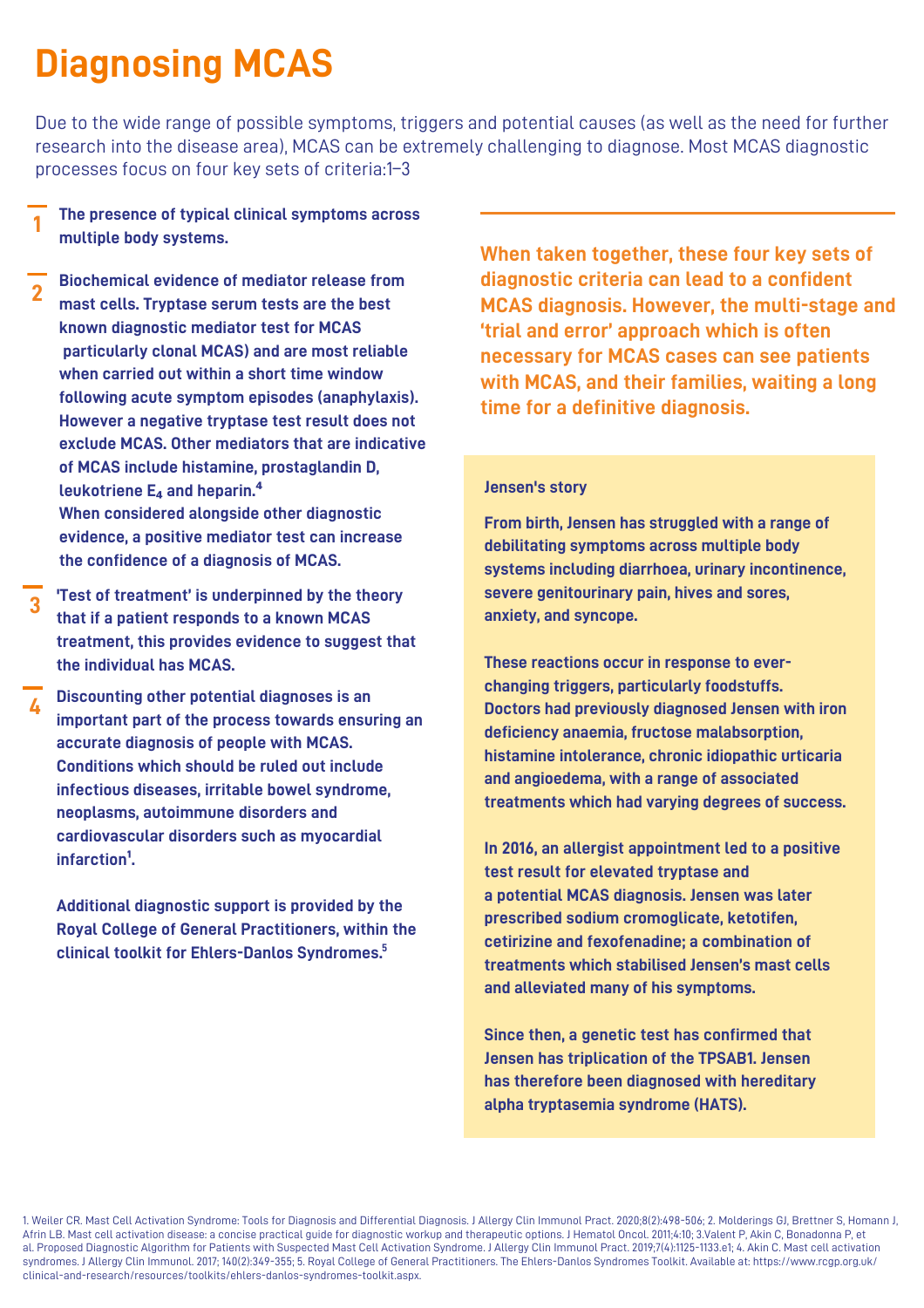# Diagnosing MCAS

Due to the wide range of possible symptoms, triggers and potential causes (as well as the need for further research into the disease area), MCAS can be extremely challenging to diagnose. Most MCAS diagnostic processes focus on four key sets of criteria:1–3

1. **The presence of typical clinical symptoms across multiple body systems.**

2. **Biochemical evidence of mediator release from mast cells. Tryptase serum tests are the best known diagnostic mediator test for MCAS particularly clonal MCAS) and are most reliable when carried out within a short time window following acute symptom episodes (anaphylaxis). However a negative tryptase test result does not exclude MCAS. Other mediators that are indicative of MCAS include histamine, prostaglandin D, leukotriene $E_4$ and heparin.[4]**
   **When considered alongside other diagnostic evidence, a positive mediator test can increase the confidence of a diagnosis of MCAS.**

3. **'Test of treatment' is underpinned by the theory that if a patient responds to a known MCAS treatment, this provides evidence to suggest that the individual has MCAS.**

4. **Discounting other potential diagnoses is an important part of the process towards ensuring an accurate diagnosis of people with MCAS. Conditions which should be ruled out include infectious diseases, irritable bowel syndrome, neoplasms, autoimmune disorders and cardiovascular disorders such as myocardial infarction[1].**

   **Additional diagnostic support is provided by the Royal College of General Practitioners, within the clinical toolkit for Ehlers-Danlos Syndromes.[5]**

**When taken together, these four key sets of diagnostic criteria can lead to a confident MCAS diagnosis. However, the multi-stage and 'trial and error' approach which is often necessary for MCAS cases can see patients with MCAS, and their families, waiting a long time for a definitive diagnosis.**

**Jensen's story**

**From birth, Jensen has struggled with a range of debilitating symptoms across multiple body systems including diarrhoea, urinary incontinence, severe genitourinary pain, hives and sores, anxiety, and syncope.**

**These reactions occur in response to ever-changing triggers, particularly foodstuffs. Doctors had previously diagnosed Jensen with iron deficiency anaemia, fructose malabsorption, histamine intolerance, chronic idiopathic urticaria and angioedema, with a range of associated treatments which had varying degrees of success.**

**In 2016, an allergist appointment led to a positive test result for elevated tryptase and a potential MCAS diagnosis. Jensen was later prescribed sodium cromoglicate, ketotifen, cetirizine and fexofenadine; a combination of treatments which stabilised Jensen's mast cells and alleviated many of his symptoms.**

**Since then, a genetic test has confirmed that Jensen has triplication of the TPSAB1. Jensen has therefore been diagnosed with hereditary alpha tryptasemia syndrome (HATS).**

1. Weiler CR. Mast Cell Activation Syndrome: Tools for Diagnosis and Differential Diagnosis. J Allergy Clin Immunol Pract. 2020;8(2):498-506; 2. Molderings GJ, Brettner S, Homann J, Afrin LB. Mast cell activation disease: a concise practical guide for diagnostic workup and therapeutic options. J Hematol Oncol. 2011;4:10; 3.Valent P, Akin C, Bonadonna P, et al. Proposed Diagnostic Algorithm for Patients with Suspected Mast Cell Activation Syndrome. J Allergy Clin Immunol Pract. 2019;7(4):1125-1133.e1; 4. Akin C. Mast cell activation syndromes. J Allergy Clin Immunol. 2017; 140(2):349-355; 5. Royal College of General Practitioners. The Ehlers-Danlos Syndromes Toolkit. Available at: https://www.rcgp.org.uk/clinical-and-research/resources/toolkits/ehlers-danlos-syndromes-toolkit.aspx.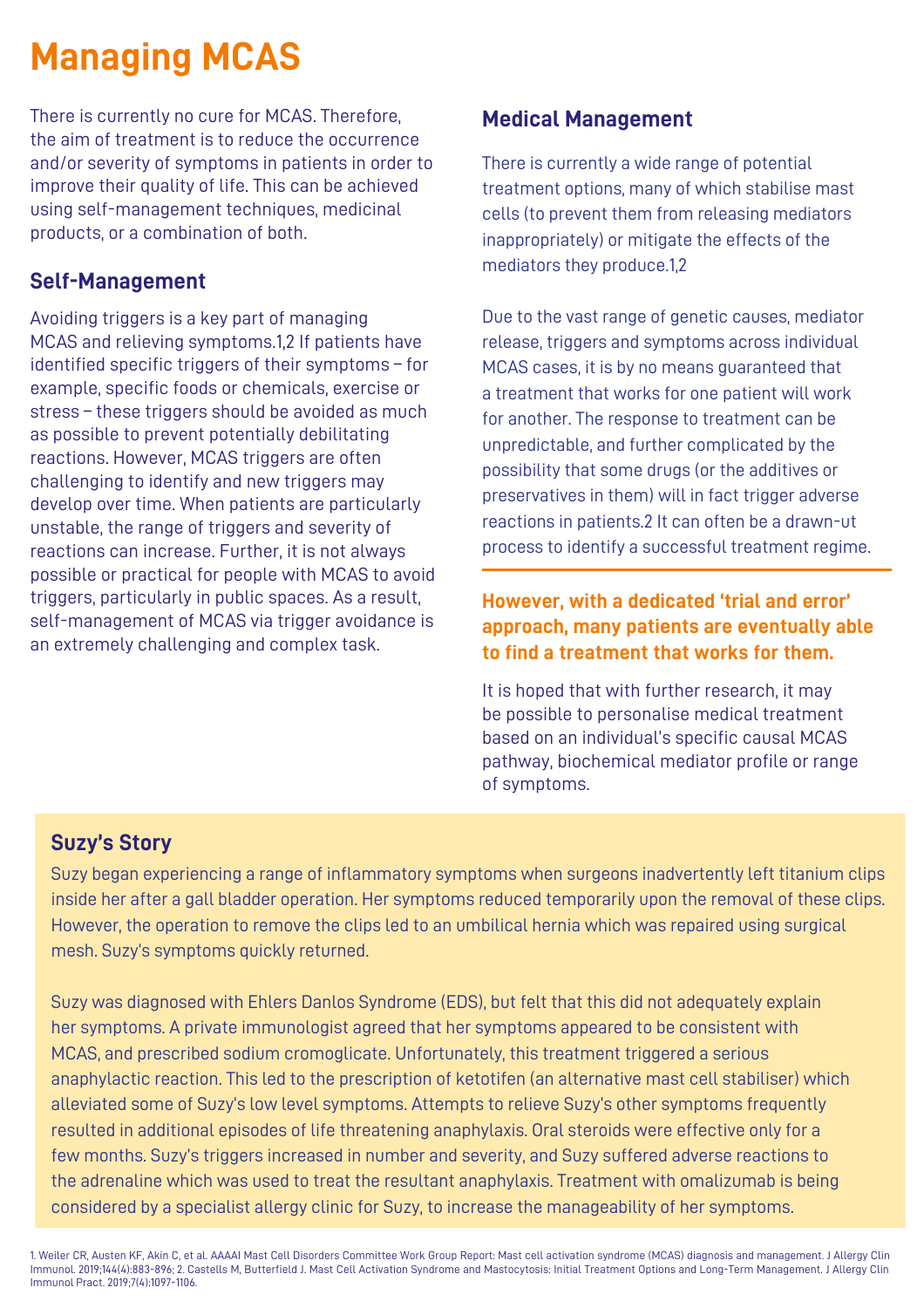# Managing MCAS

There is currently no cure for MCAS. Therefore, the aim of treatment is to reduce the occurrence and/or severity of symptoms in patients in order to improve their quality of life. This can be achieved using self-management techniques, medicinal products, or a combination of both.

## Self-Management

Avoiding triggers is a key part of managing MCAS and relieving symptoms.[1,2] If patients have identified specific triggers of their symptoms – for example, specific foods or chemicals, exercise or stress – these triggers should be avoided as much as possible to prevent potentially debilitating reactions. However, MCAS triggers are often challenging to identify and new triggers may develop over time. When patients are particularly unstable, the range of triggers and severity of reactions can increase. Further, it is not always possible or practical for people with MCAS to avoid triggers, particularly in public spaces. As a result, self-management of MCAS via trigger avoidance is an extremely challenging and complex task.

## Medical Management

There is currently a wide range of potential treatment options, many of which stabilise mast cells (to prevent them from releasing mediators inappropriately) or mitigate the effects of the mediators they produce.[1,2]

Due to the vast range of genetic causes, mediator release, triggers and symptoms across individual MCAS cases, it is by no means guaranteed that a treatment that works for one patient will work for another. The response to treatment can be unpredictable, and further complicated by the possibility that some drugs (or the additives or preservatives in them) will in fact trigger adverse reactions in patients.[2] It can often be a drawn-ut process to identify a successful treatment regime.

**However, with a dedicated 'trial and error' approach, many patients are eventually able to find a treatment that works for them.**

It is hoped that with further research, it may be possible to personalise medical treatment based on an individual's specific causal MCAS pathway, biochemical mediator profile or range of symptoms.

## Suzy's Story

Suzy began experiencing a range of inflammatory symptoms when surgeons inadvertently left titanium clips inside her after a gall bladder operation. Her symptoms reduced temporarily upon the removal of these clips. However, the operation to remove the clips led to an umbilical hernia which was repaired using surgical mesh. Suzy's symptoms quickly returned.

Suzy was diagnosed with Ehlers Danlos Syndrome (EDS), but felt that this did not adequately explain her symptoms. A private immunologist agreed that her symptoms appeared to be consistent with MCAS, and prescribed sodium cromoglicate. Unfortunately, this treatment triggered a serious anaphylactic reaction. This led to the prescription of ketotifen (an alternative mast cell stabiliser) which alleviated some of Suzy's low level symptoms. Attempts to relieve Suzy's other symptoms frequently resulted in additional episodes of life threatening anaphylaxis. Oral steroids were effective only for a few months. Suzy's triggers increased in number and severity, and Suzy suffered adverse reactions to the adrenaline which was used to treat the resultant anaphylaxis. Treatment with omalizumab is being considered by a specialist allergy clinic for Suzy, to increase the manageability of her symptoms.

1. Weiler CR, Austen KF, Akin C, et al. AAAAI Mast Cell Disorders Committee Work Group Report: Mast cell activation syndrome (MCAS) diagnosis and management. J Allergy Clin Immunol. 2019;144(4):883-896; 2. Castells M, Butterfield J. Mast Cell Activation Syndrome and Mastocytosis: Initial Treatment Options and Long-Term Management. J Allergy Clin Immunol Pract. 2019;7(4):1097-1106.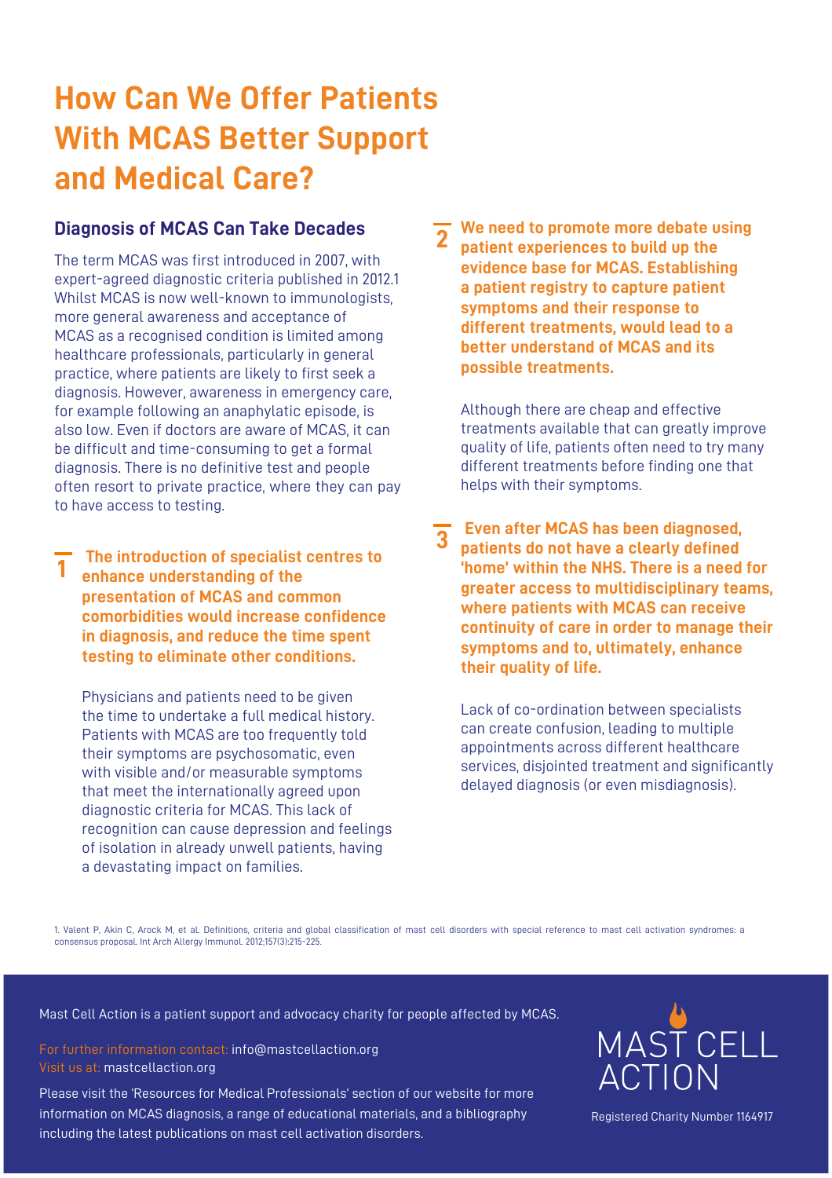# How Can We Offer Patients With MCAS Better Support and Medical Care?

## Diagnosis of MCAS Can Take Decades

The term MCAS was first introduced in 2007, with expert-agreed diagnostic criteria published in 2012.[1] Whilst MCAS is now well-known to immunologists, more general awareness and acceptance of MCAS as a recognised condition is limited among healthcare professionals, particularly in general practice, where patients are likely to first seek a diagnosis. However, awareness in emergency care, for example following an anaphylatic episode, is also low. Even if doctors are aware of MCAS, it can be difficult and time-consuming to get a formal diagnosis. There is no definitive test and people often resort to private practice, where they can pay to have access to testing.

**1 The introduction of specialist centres to enhance understanding of the presentation of MCAS and common comorbidities would increase confidence in diagnosis, and reduce the time spent testing to eliminate other conditions.**

Physicians and patients need to be given the time to undertake a full medical history. Patients with MCAS are too frequently told their symptoms are psychosomatic, even with visible and/or measurable symptoms that meet the internationally agreed upon diagnostic criteria for MCAS. This lack of recognition can cause depression and feelings of isolation in already unwell patients, having a devastating impact on families.

**2 We need to promote more debate using patient experiences to build up the evidence base for MCAS. Establishing a patient registry to capture patient symptoms and their response to different treatments, would lead to a better understand of MCAS and its possible treatments.**

Although there are cheap and effective treatments available that can greatly improve quality of life, patients often need to try many different treatments before finding one that helps with their symptoms.

**3 Even after MCAS has been diagnosed, patients do not have a clearly defined 'home' within the NHS. There is a need for greater access to multidisciplinary teams, where patients with MCAS can receive continuity of care in order to manage their symptoms and to, ultimately, enhance their quality of life.**

Lack of co-ordination between specialists can create confusion, leading to multiple appointments across different healthcare services, disjointed treatment and significantly delayed diagnosis (or even misdiagnosis).

1. Valent P, Akin C, Arock M, et al. Definitions, criteria and global classification of mast cell disorders with special reference to mast cell activation syndromes: a consensus proposal. Int Arch Allergy Immunol. 2012;157(3):215-225.

Mast Cell Action is a patient support and advocacy charity for people affected by MCAS.

For further information contact: info@mastcellaction.org
Visit us at: mastcellaction.org

Please visit the 'Resources for Medical Professionals' section of our website for more information on MCAS diagnosis, a range of educational materials, and a bibliography including the latest publications on mast cell activation disorders.

MAST CELL ACTION

Registered Charity Number 1164917